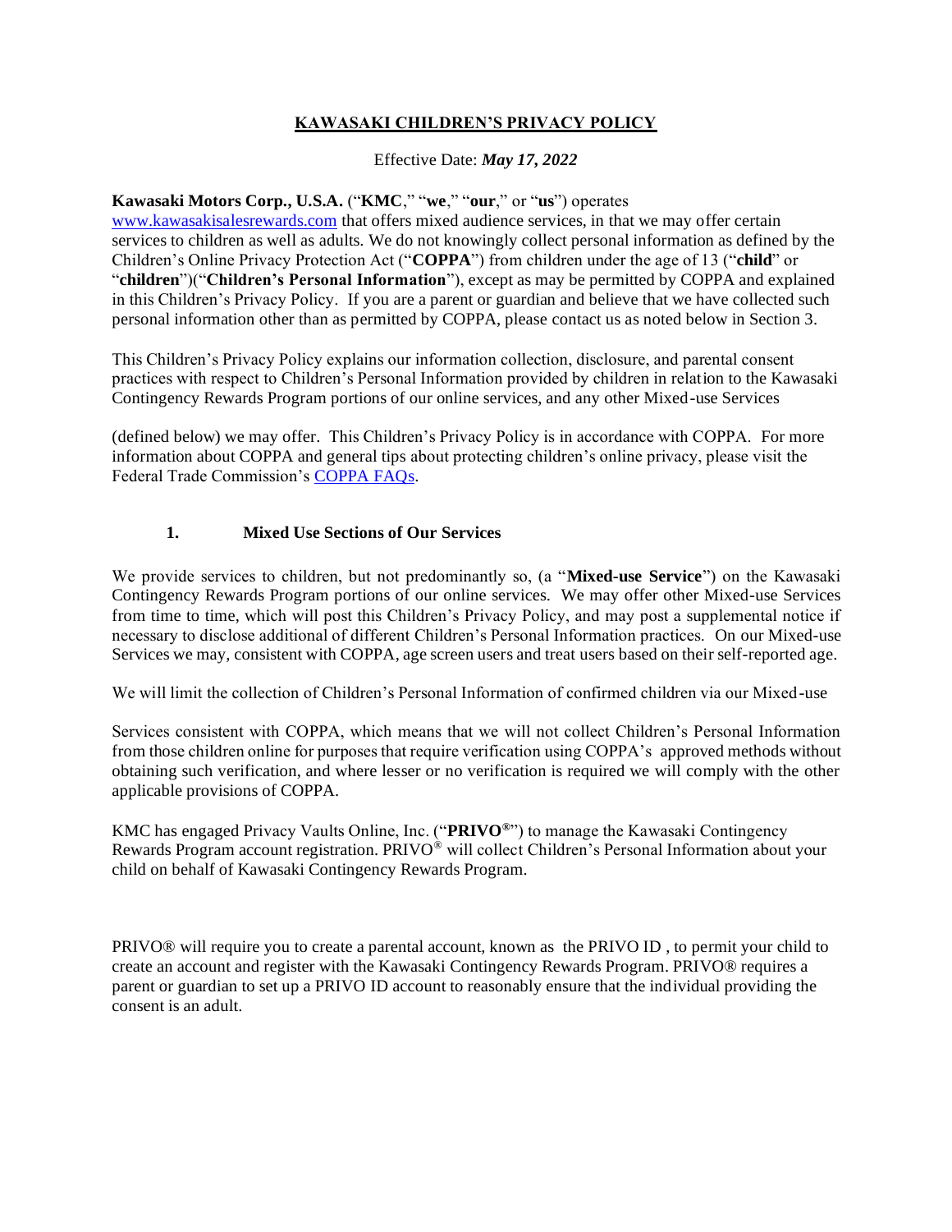# KAWASAKI CHILDREN'S PRIVACY POLICY

Effective Date: ***May 17, 2022***

**Kawasaki Motors Corp., U.S.A.** ("**KMC**," "**we**," "**our**," or "**us**") operates www.kawasakisalesrewards.com that offers mixed audience services, in that we may offer certain services to children as well as adults. We do not knowingly collect personal information as defined by the Children's Online Privacy Protection Act ("**COPPA**") from children under the age of 13 ("**child**" or "**children**")("**Children's Personal Information**"), except as may be permitted by COPPA and explained in this Children's Privacy Policy. If you are a parent or guardian and believe that we have collected such personal information other than as permitted by COPPA, please contact us as noted below in Section 3.

This Children's Privacy Policy explains our information collection, disclosure, and parental consent practices with respect to Children's Personal Information provided by children in relation to the Kawasaki Contingency Rewards Program portions of our online services, and any other Mixed-use Services (defined below) we may offer. This Children's Privacy Policy is in accordance with COPPA. For more information about COPPA and general tips about protecting children's online privacy, please visit the Federal Trade Commission's COPPA FAQs.

## 1. Mixed Use Sections of Our Services

We provide services to children, but not predominantly so, (a "**Mixed-use Service**") on the Kawasaki Contingency Rewards Program portions of our online services. We may offer other Mixed-use Services from time to time, which will post this Children's Privacy Policy, and may post a supplemental notice if necessary to disclose additional of different Children's Personal Information practices. On our Mixed-use Services we may, consistent with COPPA, age screen users and treat users based on their self-reported age.

We will limit the collection of Children's Personal Information of confirmed children via our Mixed-use Services consistent with COPPA, which means that we will not collect Children's Personal Information from those children online for purposes that require verification using COPPA's approved methods without obtaining such verification, and where lesser or no verification is required we will comply with the other applicable provisions of COPPA.

KMC has engaged Privacy Vaults Online, Inc. ("**PRIVO®**") to manage the Kawasaki Contingency Rewards Program account registration. PRIVO® will collect Children's Personal Information about your child on behalf of Kawasaki Contingency Rewards Program.

PRIVO® will require you to create a parental account, known as the PRIVO ID , to permit your child to create an account and register with the Kawasaki Contingency Rewards Program. PRIVO® requires a parent or guardian to set up a PRIVO ID account to reasonably ensure that the individual providing the consent is an adult.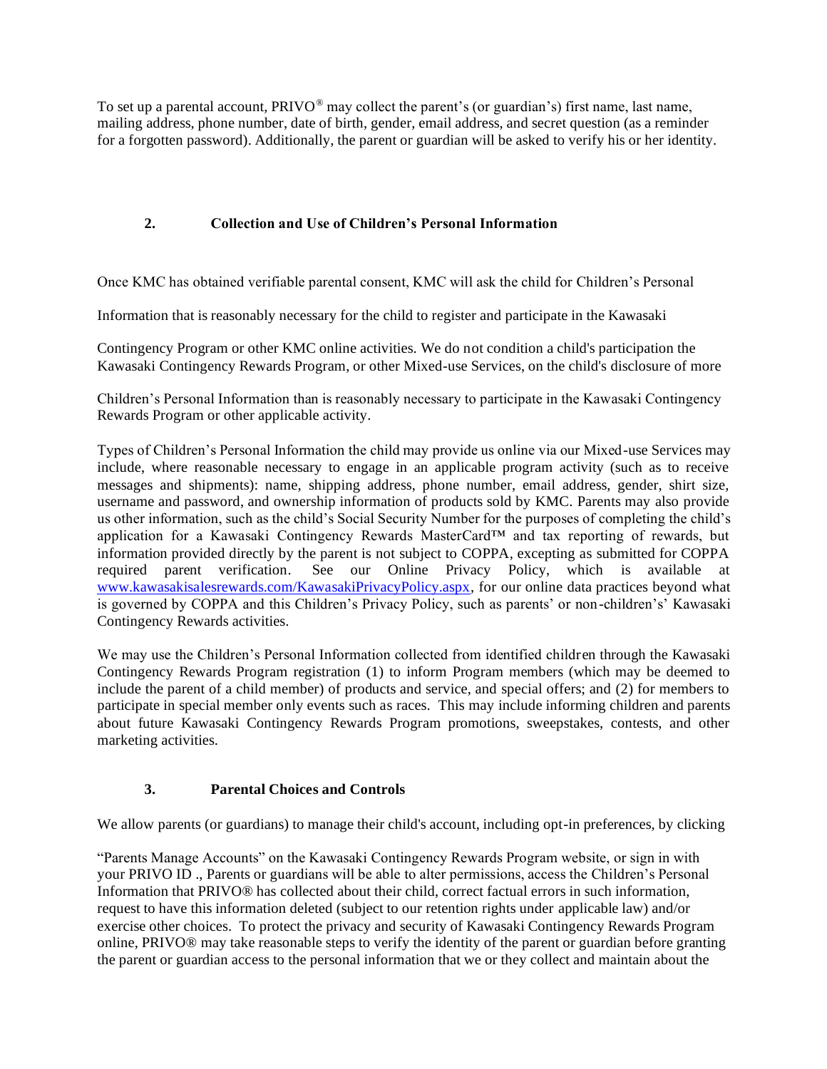To set up a parental account, PRIVO® may collect the parent's (or guardian's) first name, last name, mailing address, phone number, date of birth, gender, email address, and secret question (as a reminder for a forgotten password). Additionally, the parent or guardian will be asked to verify his or her identity.

## 2. Collection and Use of Children's Personal Information

Once KMC has obtained verifiable parental consent, KMC will ask the child for Children's Personal Information that is reasonably necessary for the child to register and participate in the Kawasaki Contingency Program or other KMC online activities. We do not condition a child's participation the Kawasaki Contingency Rewards Program, or other Mixed-use Services, on the child's disclosure of more Children's Personal Information than is reasonably necessary to participate in the Kawasaki Contingency Rewards Program or other applicable activity.

Types of Children's Personal Information the child may provide us online via our Mixed-use Services may include, where reasonable necessary to engage in an applicable program activity (such as to receive messages and shipments): name, shipping address, phone number, email address, gender, shirt size, username and password, and ownership information of products sold by KMC. Parents may also provide us other information, such as the child's Social Security Number for the purposes of completing the child's application for a Kawasaki Contingency Rewards MasterCard™ and tax reporting of rewards, but information provided directly by the parent is not subject to COPPA, excepting as submitted for COPPA required parent verification. See our Online Privacy Policy, which is available at [www.kawasakisalesrewards.com/KawasakiPrivacyPolicy.aspx](www.kawasakisalesrewards.com/KawasakiPrivacyPolicy.aspx), for our online data practices beyond what is governed by COPPA and this Children's Privacy Policy, such as parents' or non-children's' Kawasaki Contingency Rewards activities.

We may use the Children's Personal Information collected from identified children through the Kawasaki Contingency Rewards Program registration (1) to inform Program members (which may be deemed to include the parent of a child member) of products and service, and special offers; and (2) for members to participate in special member only events such as races. This may include informing children and parents about future Kawasaki Contingency Rewards Program promotions, sweepstakes, contests, and other marketing activities.

## 3. Parental Choices and Controls

We allow parents (or guardians) to manage their child's account, including opt-in preferences, by clicking "Parents Manage Accounts" on the Kawasaki Contingency Rewards Program website, or sign in with your PRIVO ID ., Parents or guardians will be able to alter permissions, access the Children's Personal Information that PRIVO® has collected about their child, correct factual errors in such information, request to have this information deleted (subject to our retention rights under applicable law) and/or exercise other choices. To protect the privacy and security of Kawasaki Contingency Rewards Program online, PRIVO® may take reasonable steps to verify the identity of the parent or guardian before granting the parent or guardian access to the personal information that we or they collect and maintain about the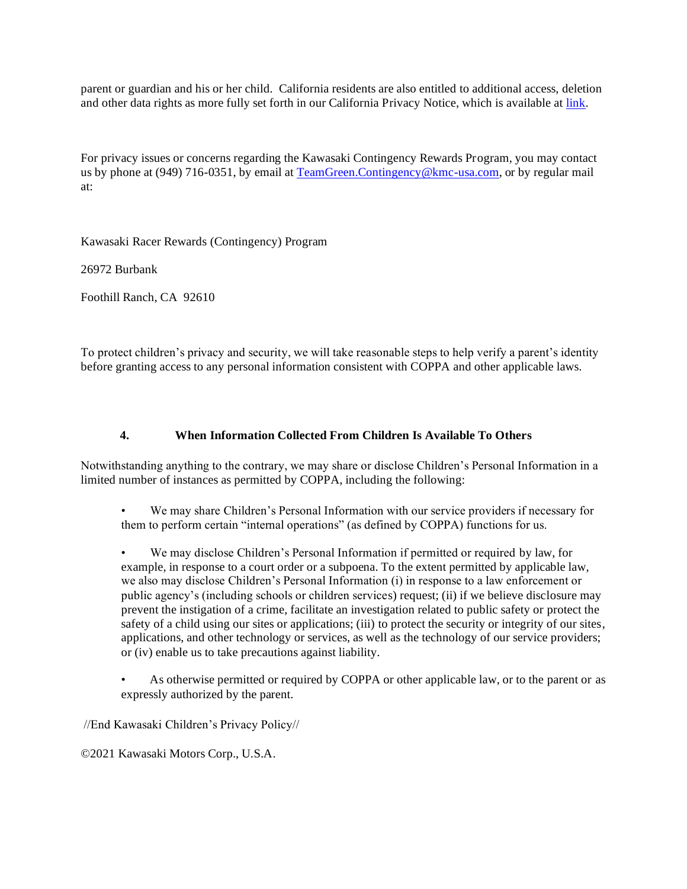parent or guardian and his or her child. California residents are also entitled to additional access, deletion and other data rights as more fully set forth in our California Privacy Notice, which is available at [link](link).

For privacy issues or concerns regarding the Kawasaki Contingency Rewards Program, you may contact us by phone at (949) 716-0351, by email at TeamGreen.Contingency@kmc-usa.com, or by regular mail at:

Kawasaki Racer Rewards (Contingency) Program

26972 Burbank

Foothill Ranch, CA 92610

To protect children's privacy and security, we will take reasonable steps to help verify a parent's identity before granting access to any personal information consistent with COPPA and other applicable laws.

### 4. When Information Collected From Children Is Available To Others

Notwithstanding anything to the contrary, we may share or disclose Children's Personal Information in a limited number of instances as permitted by COPPA, including the following:

- We may share Children's Personal Information with our service providers if necessary for them to perform certain "internal operations" (as defined by COPPA) functions for us.
- We may disclose Children's Personal Information if permitted or required by law, for example, in response to a court order or a subpoena. To the extent permitted by applicable law, we also may disclose Children's Personal Information (i) in response to a law enforcement or public agency's (including schools or children services) request; (ii) if we believe disclosure may prevent the instigation of a crime, facilitate an investigation related to public safety or protect the safety of a child using our sites or applications; (iii) to protect the security or integrity of our sites, applications, and other technology or services, as well as the technology of our service providers; or (iv) enable us to take precautions against liability.
- As otherwise permitted or required by COPPA or other applicable law, or to the parent or as expressly authorized by the parent.

//End Kawasaki Children's Privacy Policy//

©2021 Kawasaki Motors Corp., U.S.A.